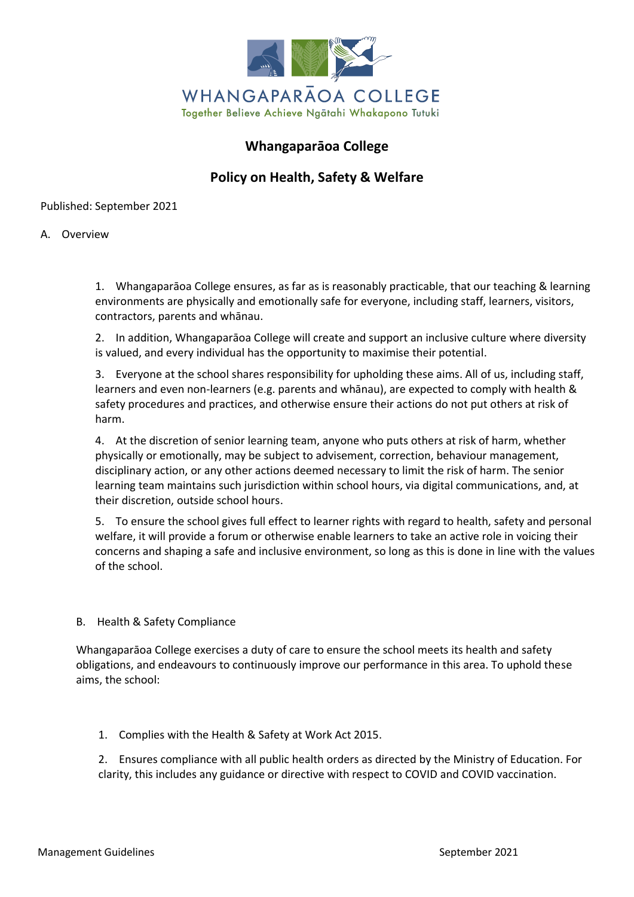WHANGAPARĀOA COLLEGE

Together Believe Achieve Ngātahi Whakapono Tutuki

# Whangaparāoa College

## Policy on Health, Safety & Welfare

Published: September 2021

A. Overview

1. Whangaparāoa College ensures, as far as is reasonably practicable, that our teaching & learning environments are physically and emotionally safe for everyone, including staff, learners, visitors, contractors, parents and whānau.

2. In addition, Whangaparāoa College will create and support an inclusive culture where diversity is valued, and every individual has the opportunity to maximise their potential.

3. Everyone at the school shares responsibility for upholding these aims. All of us, including staff, learners and even non-learners (e.g. parents and whānau), are expected to comply with health & safety procedures and practices, and otherwise ensure their actions do not put others at risk of harm.

4. At the discretion of senior learning team, anyone who puts others at risk of harm, whether physically or emotionally, may be subject to advisement, correction, behaviour management, disciplinary action, or any other actions deemed necessary to limit the risk of harm. The senior learning team maintains such jurisdiction within school hours, via digital communications, and, at their discretion, outside school hours.

5. To ensure the school gives full effect to learner rights with regard to health, safety and personal welfare, it will provide a forum or otherwise enable learners to take an active role in voicing their concerns and shaping a safe and inclusive environment, so long as this is done in line with the values of the school.

B. Health & Safety Compliance

Whangaparāoa College exercises a duty of care to ensure the school meets its health and safety obligations, and endeavours to continuously improve our performance in this area. To uphold these aims, the school:

1. Complies with the Health & Safety at Work Act 2015.

2. Ensures compliance with all public health orders as directed by the Ministry of Education. For clarity, this includes any guidance or directive with respect to COVID and COVID vaccination.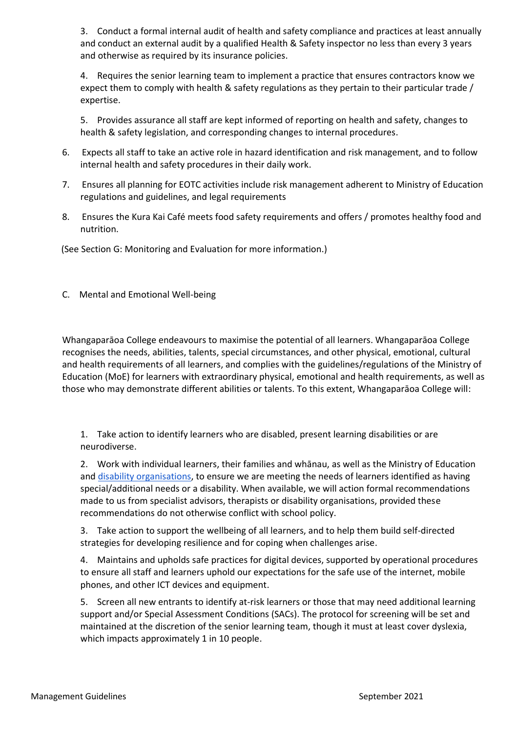3. Conduct a formal internal audit of health and safety compliance and practices at least annually and conduct an external audit by a qualified Health & Safety inspector no less than every 3 years and otherwise as required by its insurance policies.

4. Requires the senior learning team to implement a practice that ensures contractors know we expect them to comply with health & safety regulations as they pertain to their particular trade / expertise.

5. Provides assurance all staff are kept informed of reporting on health and safety, changes to health & safety legislation, and corresponding changes to internal procedures.

6. Expects all staff to take an active role in hazard identification and risk management, and to follow internal health and safety procedures in their daily work.

7. Ensures all planning for EOTC activities include risk management adherent to Ministry of Education regulations and guidelines, and legal requirements

8. Ensures the Kura Kai Café meets food safety requirements and offers / promotes healthy food and nutrition.

(See Section G: Monitoring and Evaluation for more information.)

## C. Mental and Emotional Well-being

Whangaparāoa College endeavours to maximise the potential of all learners. Whangaparāoa College recognises the needs, abilities, talents, special circumstances, and other physical, emotional, cultural and health requirements of all learners, and complies with the guidelines/regulations of the Ministry of Education (MoE) for learners with extraordinary physical, emotional and health requirements, as well as those who may demonstrate different abilities or talents. To this extent, Whangaparāoa College will:

1. Take action to identify learners who are disabled, present learning disabilities or are neurodiverse.

2. Work with individual learners, their families and whānau, as well as the Ministry of Education and disability organisations, to ensure we are meeting the needs of learners identified as having special/additional needs or a disability. When available, we will action formal recommendations made to us from specialist advisors, therapists or disability organisations, provided these recommendations do not otherwise conflict with school policy.

3. Take action to support the wellbeing of all learners, and to help them build self-directed strategies for developing resilience and for coping when challenges arise.

4. Maintains and upholds safe practices for digital devices, supported by operational procedures to ensure all staff and learners uphold our expectations for the safe use of the internet, mobile phones, and other ICT devices and equipment.

5. Screen all new entrants to identify at-risk learners or those that may need additional learning support and/or Special Assessment Conditions (SACs). The protocol for screening will be set and maintained at the discretion of the senior learning team, though it must at least cover dyslexia, which impacts approximately 1 in 10 people.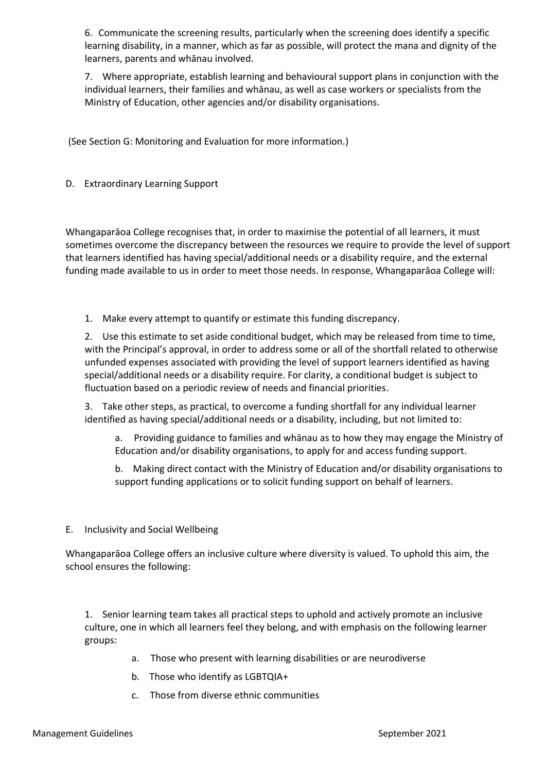6. Communicate the screening results, particularly when the screening does identify a specific learning disability, in a manner, which as far as possible, will protect the mana and dignity of the learners, parents and whānau involved.

7. Where appropriate, establish learning and behavioural support plans in conjunction with the individual learners, their families and whānau, as well as case workers or specialists from the Ministry of Education, other agencies and/or disability organisations.

(See Section G: Monitoring and Evaluation for more information.)

D. Extraordinary Learning Support

Whangaparāoa College recognises that, in order to maximise the potential of all learners, it must sometimes overcome the discrepancy between the resources we require to provide the level of support that learners identified has having special/additional needs or a disability require, and the external funding made available to us in order to meet those needs. In response, Whangaparāoa College will:

1. Make every attempt to quantify or estimate this funding discrepancy.

2. Use this estimate to set aside conditional budget, which may be released from time to time, with the Principal's approval, in order to address some or all of the shortfall related to otherwise unfunded expenses associated with providing the level of support learners identified as having special/additional needs or a disability require. For clarity, a conditional budget is subject to fluctuation based on a periodic review of needs and financial priorities.

3. Take other steps, as practical, to overcome a funding shortfall for any individual learner identified as having special/additional needs or a disability, including, but not limited to:

    a. Providing guidance to families and whānau as to how they may engage the Ministry of Education and/or disability organisations, to apply for and access funding support.

    b. Making direct contact with the Ministry of Education and/or disability organisations to support funding applications or to solicit funding support on behalf of learners.

E. Inclusivity and Social Wellbeing

Whangaparāoa College offers an inclusive culture where diversity is valued. To uphold this aim, the school ensures the following:

1. Senior learning team takes all practical steps to uphold and actively promote an inclusive culture, one in which all learners feel they belong, and with emphasis on the following learner groups:

    a. Those who present with learning disabilities or are neurodiverse

    b. Those who identify as LGBTQIA+

    c. Those from diverse ethnic communities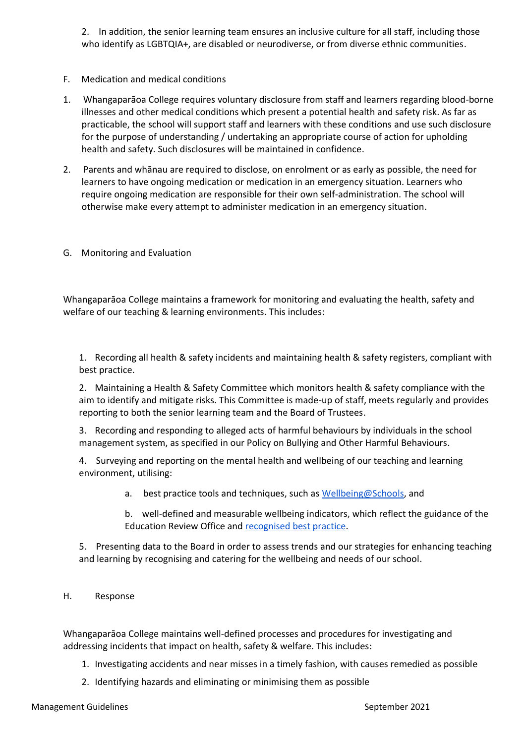2. In addition, the senior learning team ensures an inclusive culture for all staff, including those who identify as LGBTQIA+, are disabled or neurodiverse, or from diverse ethnic communities.

F. Medication and medical conditions

1. Whangaparāoa College requires voluntary disclosure from staff and learners regarding blood-borne illnesses and other medical conditions which present a potential health and safety risk. As far as practicable, the school will support staff and learners with these conditions and use such disclosure for the purpose of understanding / undertaking an appropriate course of action for upholding health and safety. Such disclosures will be maintained in confidence.

2. Parents and whānau are required to disclose, on enrolment or as early as possible, the need for learners to have ongoing medication or medication in an emergency situation. Learners who require ongoing medication are responsible for their own self-administration. The school will otherwise make every attempt to administer medication in an emergency situation.

G. Monitoring and Evaluation

Whangaparāoa College maintains a framework for monitoring and evaluating the health, safety and welfare of our teaching & learning environments. This includes:

1. Recording all health & safety incidents and maintaining health & safety registers, compliant with best practice.
2. Maintaining a Health & Safety Committee which monitors health & safety compliance with the aim to identify and mitigate risks. This Committee is made-up of staff, meets regularly and provides reporting to both the senior learning team and the Board of Trustees.
3. Recording and responding to alleged acts of harmful behaviours by individuals in the school management system, as specified in our Policy on Bullying and Other Harmful Behaviours.
4. Surveying and reporting on the mental health and wellbeing of our teaching and learning environment, utilising:
    a. best practice tools and techniques, such as Wellbeing@Schools, and
    b. well-defined and measurable wellbeing indicators, which reflect the guidance of the Education Review Office and recognised best practice.
5. Presenting data to the Board in order to assess trends and our strategies for enhancing teaching and learning by recognising and catering for the wellbeing and needs of our school.

H. Response

Whangaparāoa College maintains well-defined processes and procedures for investigating and addressing incidents that impact on health, safety & welfare. This includes:

1. Investigating accidents and near misses in a timely fashion, with causes remedied as possible
2. Identifying hazards and eliminating or minimising them as possible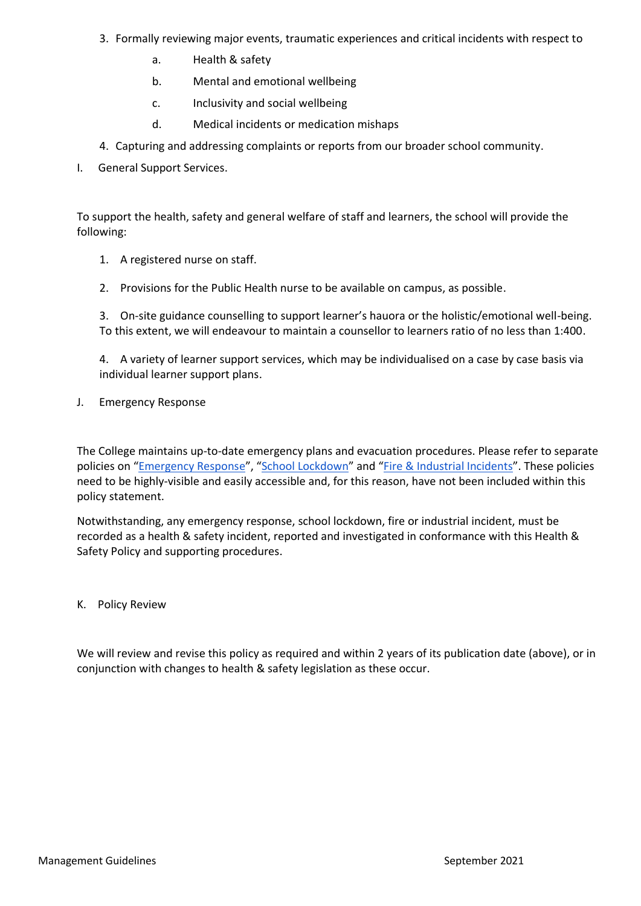3. Formally reviewing major events, traumatic experiences and critical incidents with respect to
    a. Health & safety
    b. Mental and emotional wellbeing
    c. Inclusivity and social wellbeing
    d. Medical incidents or medication mishaps
4. Capturing and addressing complaints or reports from our broader school community.

## I. General Support Services.

To support the health, safety and general welfare of staff and learners, the school will provide the following:

1. A registered nurse on staff.

2. Provisions for the Public Health nurse to be available on campus, as possible.

3. On-site guidance counselling to support learner's hauora or the holistic/emotional well-being. To this extent, we will endeavour to maintain a counsellor to learners ratio of no less than 1:400.

4. A variety of learner support services, which may be individualised on a case by case basis via individual learner support plans.

## J. Emergency Response

The College maintains up-to-date emergency plans and evacuation procedures. Please refer to separate policies on "Emergency Response", "School Lockdown" and "Fire & Industrial Incidents". These policies need to be highly-visible and easily accessible and, for this reason, have not been included within this policy statement.

Notwithstanding, any emergency response, school lockdown, fire or industrial incident, must be recorded as a health & safety incident, reported and investigated in conformance with this Health & Safety Policy and supporting procedures.

## K. Policy Review

We will review and revise this policy as required and within 2 years of its publication date (above), or in conjunction with changes to health & safety legislation as these occur.